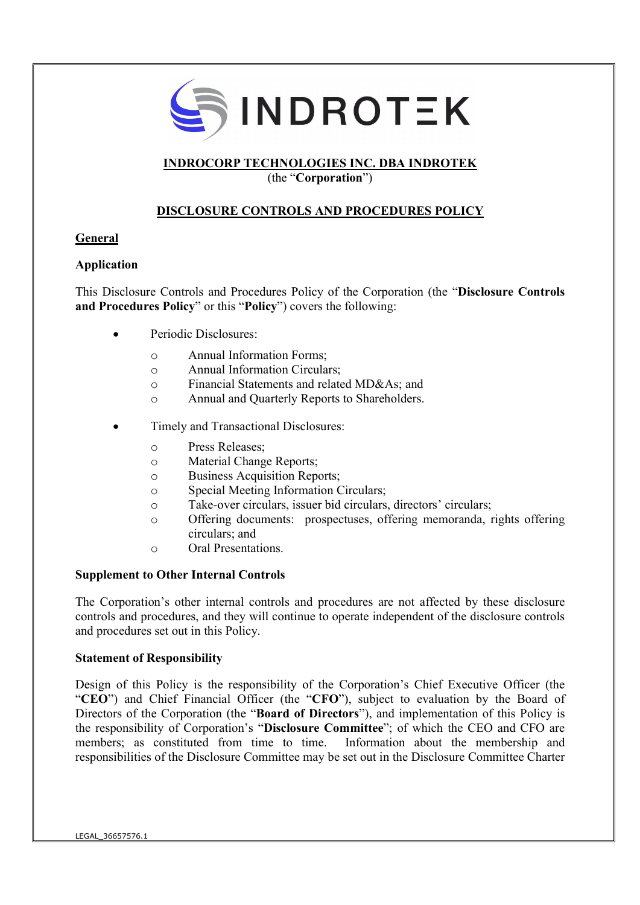# INDROCORP TECHNOLOGIES INC. DBA INDROTEK

(the "**Corporation**")

## DISCLOSURE CONTROLS AND PROCEDURES POLICY

### General

#### Application

This Disclosure Controls and Procedures Policy of the Corporation (the "**Disclosure Controls and Procedures Policy**" or this "**Policy**") covers the following:

- Periodic Disclosures:
  - Annual Information Forms;
  - Annual Information Circulars;
  - Financial Statements and related MD&As; and
  - Annual and Quarterly Reports to Shareholders.
- Timely and Transactional Disclosures:
  - Press Releases;
  - Material Change Reports;
  - Business Acquisition Reports;
  - Special Meeting Information Circulars;
  - Take-over circulars, issuer bid circulars, directors' circulars;
  - Offering documents: prospectuses, offering memoranda, rights offering circulars; and
  - Oral Presentations.

#### Supplement to Other Internal Controls

The Corporation's other internal controls and procedures are not affected by these disclosure controls and procedures, and they will continue to operate independent of the disclosure controls and procedures set out in this Policy.

#### Statement of Responsibility

Design of this Policy is the responsibility of the Corporation's Chief Executive Officer (the "**CEO**") and Chief Financial Officer (the "**CFO**"), subject to evaluation by the Board of Directors of the Corporation (the "**Board of Directors**"), and implementation of this Policy is the responsibility of Corporation's "**Disclosure Committee**"; of which the CEO and CFO are members; as constituted from time to time. Information about the membership and responsibilities of the Disclosure Committee may be set out in the Disclosure Committee Charter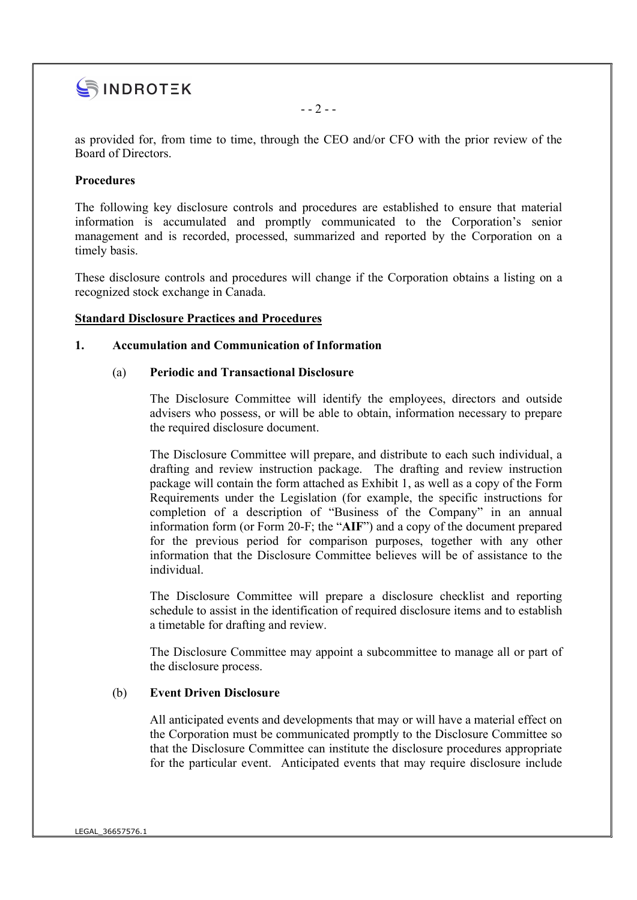as provided for, from time to time, through the CEO and/or CFO with the prior review of the Board of Directors.

**Procedures**

The following key disclosure controls and procedures are established to ensure that material information is accumulated and promptly communicated to the Corporation's senior management and is recorded, processed, summarized and reported by the Corporation on a timely basis.

These disclosure controls and procedures will change if the Corporation obtains a listing on a recognized stock exchange in Canada.

**Standard Disclosure Practices and Procedures**

**1. Accumulation and Communication of Information**

(a) **Periodic and Transactional Disclosure**

The Disclosure Committee will identify the employees, directors and outside advisers who possess, or will be able to obtain, information necessary to prepare the required disclosure document.

The Disclosure Committee will prepare, and distribute to each such individual, a drafting and review instruction package. The drafting and review instruction package will contain the form attached as Exhibit 1, as well as a copy of the Form Requirements under the Legislation (for example, the specific instructions for completion of a description of "Business of the Company" in an annual information form (or Form 20-F; the "**AIF**") and a copy of the document prepared for the previous period for comparison purposes, together with any other information that the Disclosure Committee believes will be of assistance to the individual.

The Disclosure Committee will prepare a disclosure checklist and reporting schedule to assist in the identification of required disclosure items and to establish a timetable for drafting and review.

The Disclosure Committee may appoint a subcommittee to manage all or part of the disclosure process.

(b) **Event Driven Disclosure**

All anticipated events and developments that may or will have a material effect on the Corporation must be communicated promptly to the Disclosure Committee so that the Disclosure Committee can institute the disclosure procedures appropriate for the particular event. Anticipated events that may require disclosure include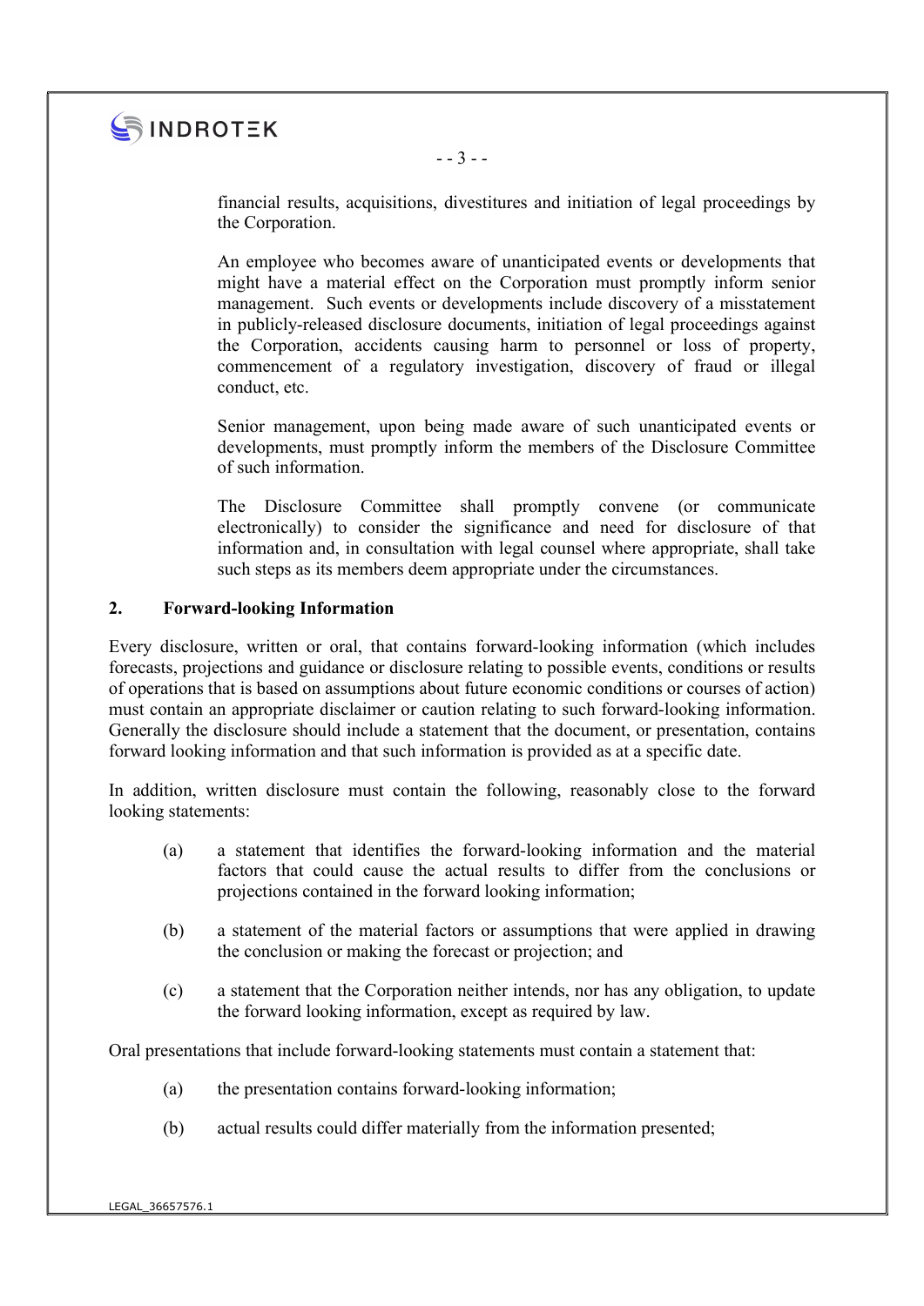financial results, acquisitions, divestitures and initiation of legal proceedings by the Corporation.

An employee who becomes aware of unanticipated events or developments that might have a material effect on the Corporation must promptly inform senior management. Such events or developments include discovery of a misstatement in publicly-released disclosure documents, initiation of legal proceedings against the Corporation, accidents causing harm to personnel or loss of property, commencement of a regulatory investigation, discovery of fraud or illegal conduct, etc.

Senior management, upon being made aware of such unanticipated events or developments, must promptly inform the members of the Disclosure Committee of such information.

The Disclosure Committee shall promptly convene (or communicate electronically) to consider the significance and need for disclosure of that information and, in consultation with legal counsel where appropriate, shall take such steps as its members deem appropriate under the circumstances.

## 2. Forward-looking Information

Every disclosure, written or oral, that contains forward-looking information (which includes forecasts, projections and guidance or disclosure relating to possible events, conditions or results of operations that is based on assumptions about future economic conditions or courses of action) must contain an appropriate disclaimer or caution relating to such forward-looking information. Generally the disclosure should include a statement that the document, or presentation, contains forward looking information and that such information is provided as at a specific date.

In addition, written disclosure must contain the following, reasonably close to the forward looking statements:

(a) a statement that identifies the forward-looking information and the material factors that could cause the actual results to differ from the conclusions or projections contained in the forward looking information;

(b) a statement of the material factors or assumptions that were applied in drawing the conclusion or making the forecast or projection; and

(c) a statement that the Corporation neither intends, nor has any obligation, to update the forward looking information, except as required by law.

Oral presentations that include forward-looking statements must contain a statement that:

(a) the presentation contains forward-looking information;

(b) actual results could differ materially from the information presented;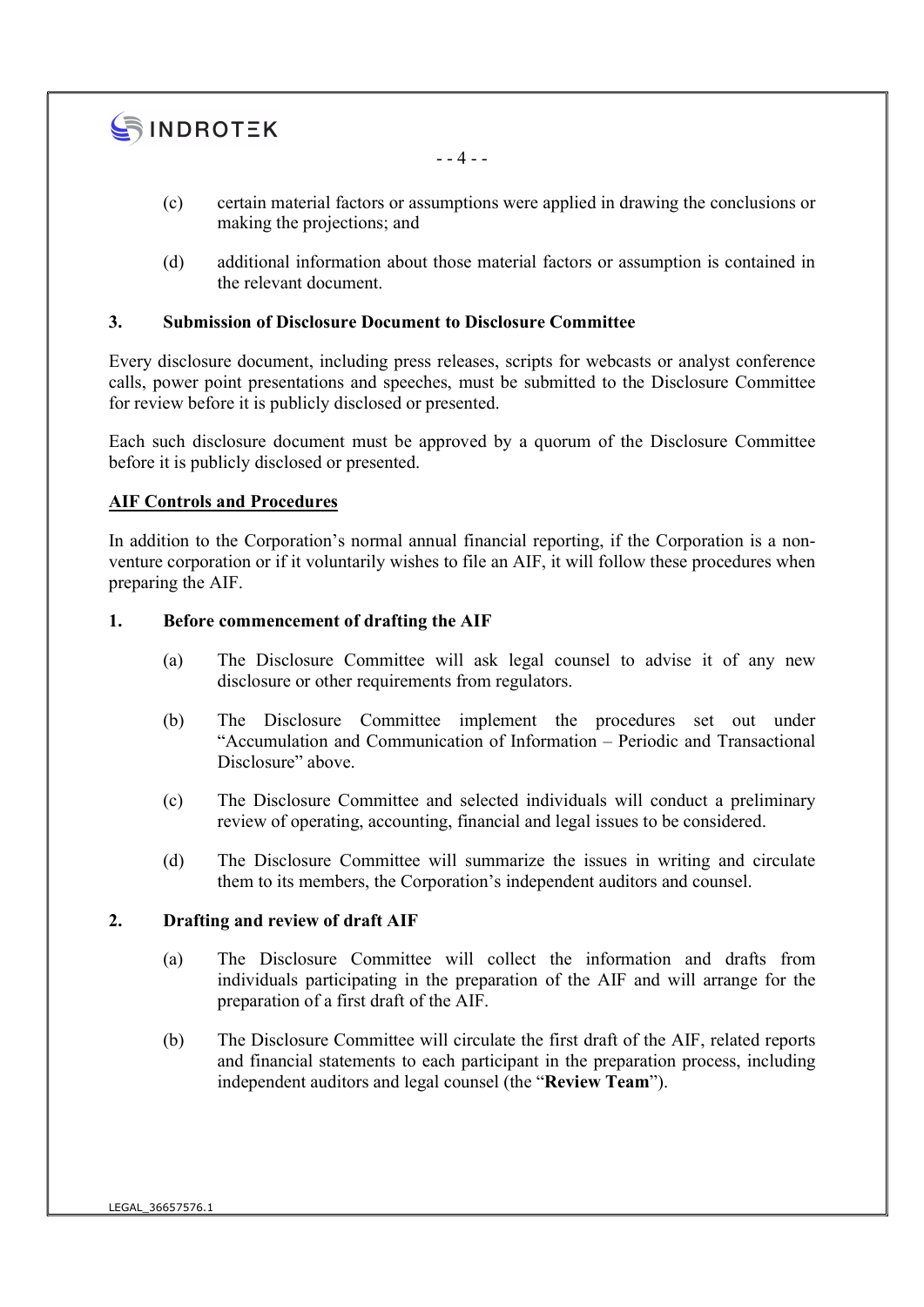(c) certain material factors or assumptions were applied in drawing the conclusions or making the projections; and

(d) additional information about those material factors or assumption is contained in the relevant document.

**3. Submission of Disclosure Document to Disclosure Committee**

Every disclosure document, including press releases, scripts for webcasts or analyst conference calls, power point presentations and speeches, must be submitted to the Disclosure Committee for review before it is publicly disclosed or presented.

Each such disclosure document must be approved by a quorum of the Disclosure Committee before it is publicly disclosed or presented.

**AIF Controls and Procedures**

In addition to the Corporation's normal annual financial reporting, if the Corporation is a non-venture corporation or if it voluntarily wishes to file an AIF, it will follow these procedures when preparing the AIF.

**1. Before commencement of drafting the AIF**

(a) The Disclosure Committee will ask legal counsel to advise it of any new disclosure or other requirements from regulators.

(b) The Disclosure Committee implement the procedures set out under "Accumulation and Communication of Information – Periodic and Transactional Disclosure" above.

(c) The Disclosure Committee and selected individuals will conduct a preliminary review of operating, accounting, financial and legal issues to be considered.

(d) The Disclosure Committee will summarize the issues in writing and circulate them to its members, the Corporation's independent auditors and counsel.

**2. Drafting and review of draft AIF**

(a) The Disclosure Committee will collect the information and drafts from individuals participating in the preparation of the AIF and will arrange for the preparation of a first draft of the AIF.

(b) The Disclosure Committee will circulate the first draft of the AIF, related reports and financial statements to each participant in the preparation process, including independent auditors and legal counsel (the "**Review Team**").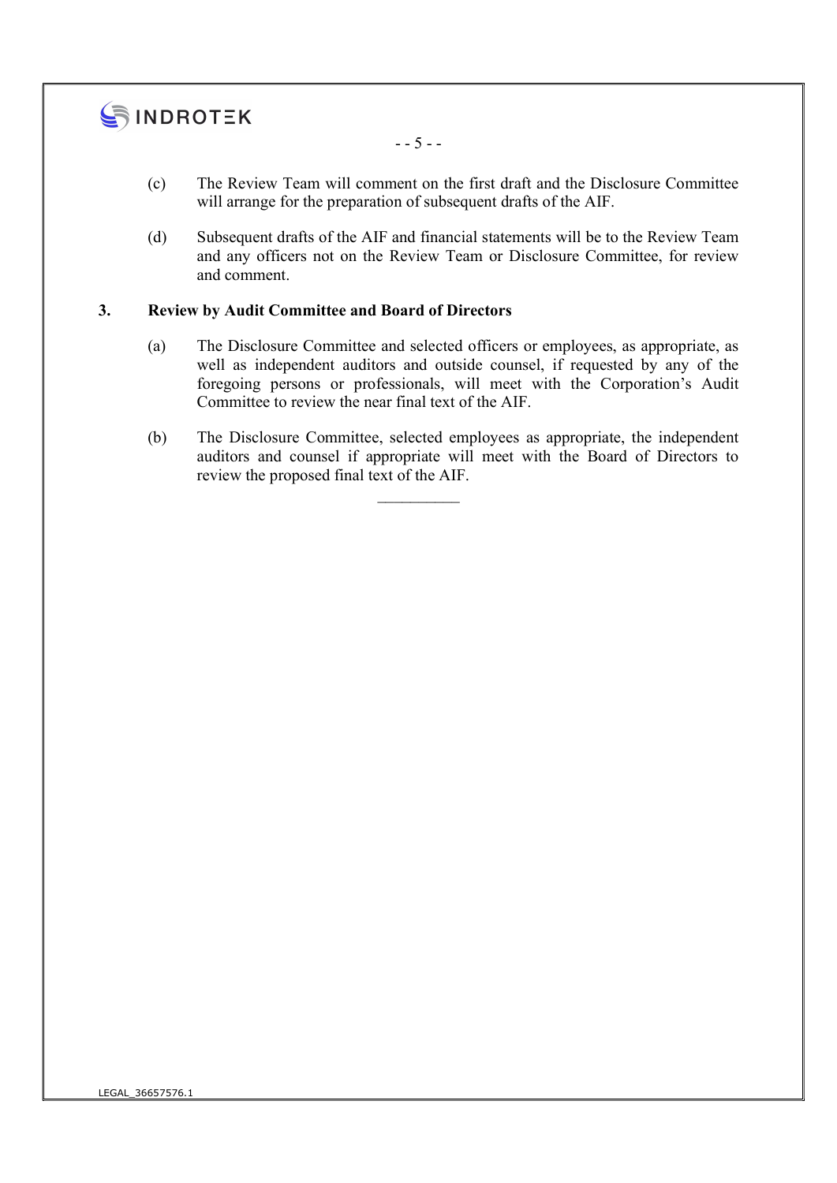(c) The Review Team will comment on the first draft and the Disclosure Committee will arrange for the preparation of subsequent drafts of the AIF.

(d) Subsequent drafts of the AIF and financial statements will be to the Review Team and any officers not on the Review Team or Disclosure Committee, for review and comment.

### 3. Review by Audit Committee and Board of Directors

(a) The Disclosure Committee and selected officers or employees, as appropriate, as well as independent auditors and outside counsel, if requested by any of the foregoing persons or professionals, will meet with the Corporation's Audit Committee to review the near final text of the AIF.

(b) The Disclosure Committee, selected employees as appropriate, the independent auditors and counsel if appropriate will meet with the Board of Directors to review the proposed final text of the AIF.

---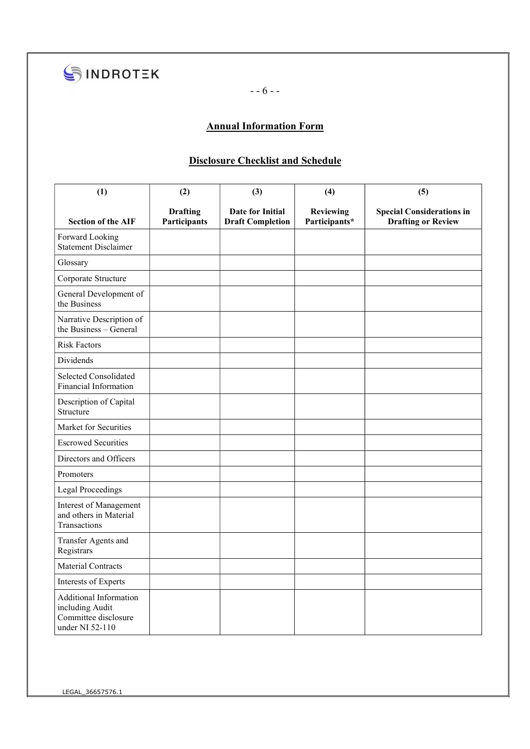## Annual Information Form

## Disclosure Checklist and Schedule

| (1)<br><br>Section of the AIF | (2)<br><br>Drafting Participants | (3)<br><br>Date for Initial Draft Completion | (4)<br><br>Reviewing Participants* | (5)<br><br>Special Considerations in Drafting or Review |
|---|---|---|---|---|
| Forward Looking Statement Disclaimer | | | | |
| Glossary | | | | |
| Corporate Structure | | | | |
| General Development of the Business | | | | |
| Narrative Description of the Business – General | | | | |
| Risk Factors | | | | |
| Dividends | | | | |
| Selected Consolidated Financial Information | | | | |
| Description of Capital Structure | | | | |
| Market for Securities | | | | |
| Escrowed Securities | | | | |
| Directors and Officers | | | | |
| Promoters | | | | |
| Legal Proceedings | | | | |
| Interest of Management and others in Material Transactions | | | | |
| Transfer Agents and Registrars | | | | |
| Material Contracts | | | | |
| Interests of Experts | | | | |
| Additional Information including Audit Committee disclosure under NI 52-110 | | | | |

LEGAL_36657576.1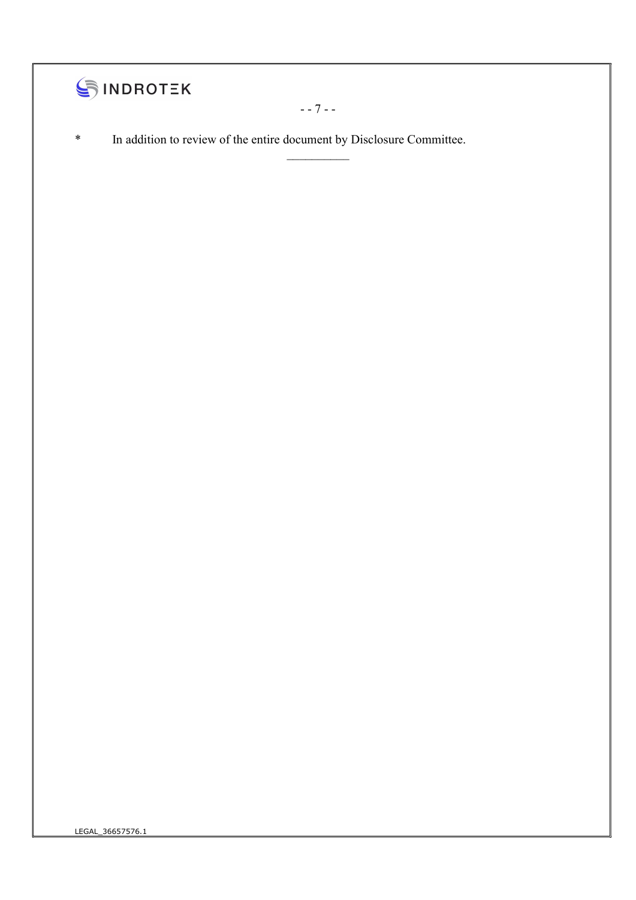*	In addition to review of the entire document by Disclosure Committee.

__________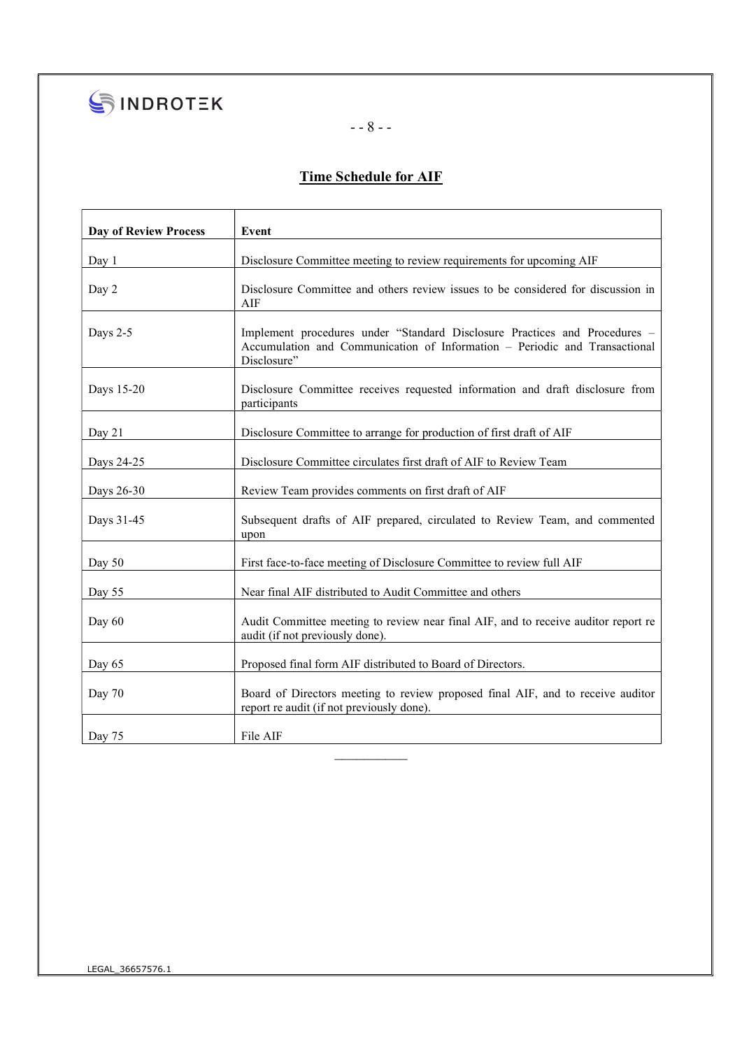## Time Schedule for AIF

| Day of Review Process | Event |
|---|---|
| Day 1 | Disclosure Committee meeting to review requirements for upcoming AIF |
| Day 2 | Disclosure Committee and others review issues to be considered for discussion in AIF |
| Days 2-5 | Implement procedures under "Standard Disclosure Practices and Procedures – Accumulation and Communication of Information – Periodic and Transactional Disclosure" |
| Days 15-20 | Disclosure Committee receives requested information and draft disclosure from participants |
| Day 21 | Disclosure Committee to arrange for production of first draft of AIF |
| Days 24-25 | Disclosure Committee circulates first draft of AIF to Review Team |
| Days 26-30 | Review Team provides comments on first draft of AIF |
| Days 31-45 | Subsequent drafts of AIF prepared, circulated to Review Team, and commented upon |
| Day 50 | First face-to-face meeting of Disclosure Committee to review full AIF |
| Day 55 | Near final AIF distributed to Audit Committee and others |
| Day 60 | Audit Committee meeting to review near final AIF, and to receive auditor report re audit (if not previously done). |
| Day 65 | Proposed final form AIF distributed to Board of Directors. |
| Day 70 | Board of Directors meeting to review proposed final AIF, and to receive auditor report re audit (if not previously done). |
| Day 75 | File AIF |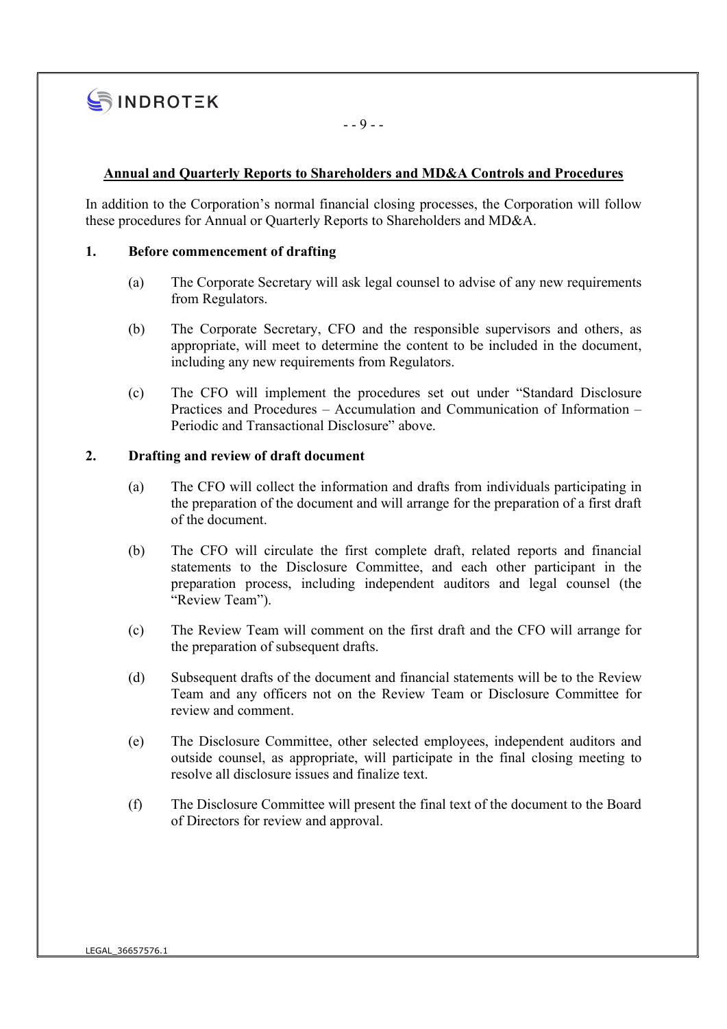## Annual and Quarterly Reports to Shareholders and MD&A Controls and Procedures

In addition to the Corporation's normal financial closing processes, the Corporation will follow these procedures for Annual or Quarterly Reports to Shareholders and MD&A.

**1. Before commencement of drafting**

(a) The Corporate Secretary will ask legal counsel to advise of any new requirements from Regulators.

(b) The Corporate Secretary, CFO and the responsible supervisors and others, as appropriate, will meet to determine the content to be included in the document, including any new requirements from Regulators.

(c) The CFO will implement the procedures set out under "Standard Disclosure Practices and Procedures – Accumulation and Communication of Information – Periodic and Transactional Disclosure" above.

**2. Drafting and review of draft document**

(a) The CFO will collect the information and drafts from individuals participating in the preparation of the document and will arrange for the preparation of a first draft of the document.

(b) The CFO will circulate the first complete draft, related reports and financial statements to the Disclosure Committee, and each other participant in the preparation process, including independent auditors and legal counsel (the "Review Team").

(c) The Review Team will comment on the first draft and the CFO will arrange for the preparation of subsequent drafts.

(d) Subsequent drafts of the document and financial statements will be to the Review Team and any officers not on the Review Team or Disclosure Committee for review and comment.

(e) The Disclosure Committee, other selected employees, independent auditors and outside counsel, as appropriate, will participate in the final closing meeting to resolve all disclosure issues and finalize text.

(f) The Disclosure Committee will present the final text of the document to the Board of Directors for review and approval.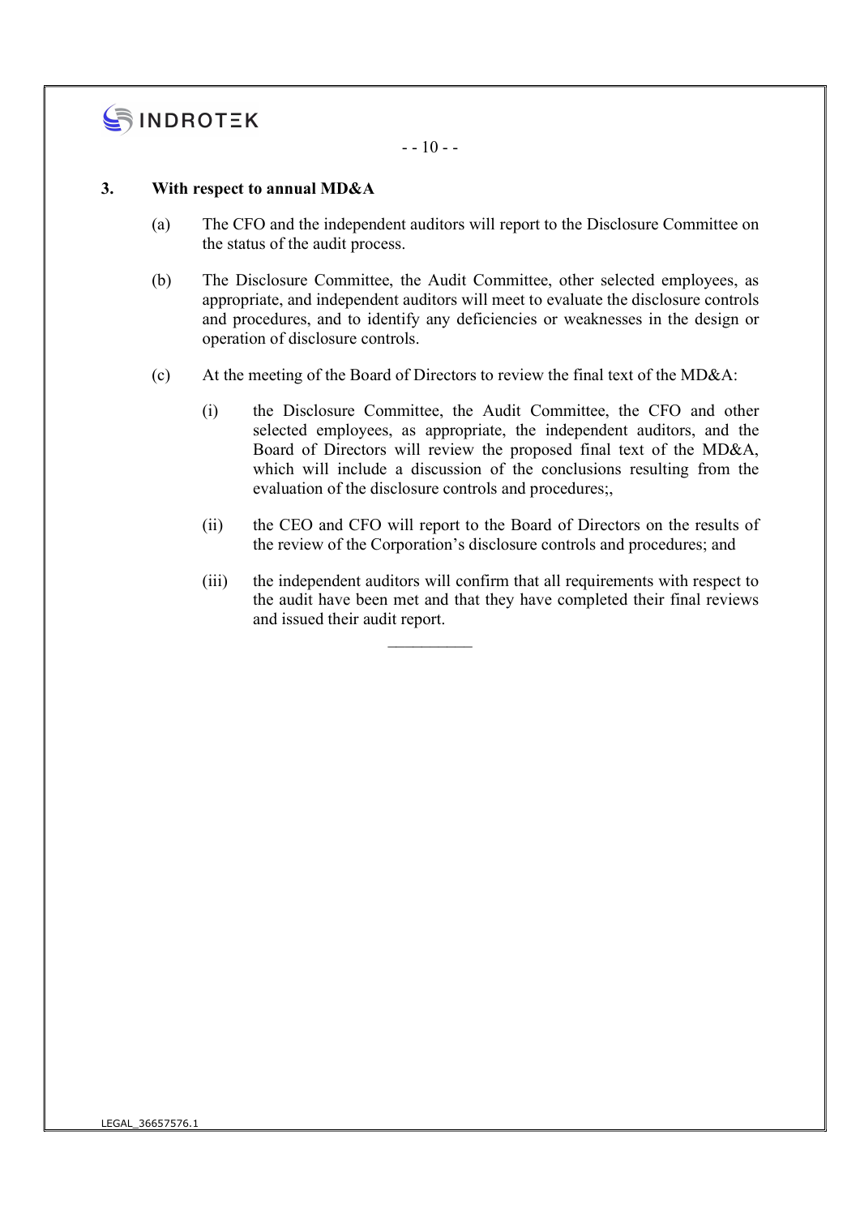### 3. With respect to annual MD&A

(a) The CFO and the independent auditors will report to the Disclosure Committee on the status of the audit process.

(b) The Disclosure Committee, the Audit Committee, other selected employees, as appropriate, and independent auditors will meet to evaluate the disclosure controls and procedures, and to identify any deficiencies or weaknesses in the design or operation of disclosure controls.

(c) At the meeting of the Board of Directors to review the final text of the MD&A:

(i) the Disclosure Committee, the Audit Committee, the CFO and other selected employees, as appropriate, the independent auditors, and the Board of Directors will review the proposed final text of the MD&A, which will include a discussion of the conclusions resulting from the evaluation of the disclosure controls and procedures;,

(ii) the CEO and CFO will report to the Board of Directors on the results of the review of the Corporation's disclosure controls and procedures; and

(iii) the independent auditors will confirm that all requirements with respect to the audit have been met and that they have completed their final reviews and issued their audit report.

---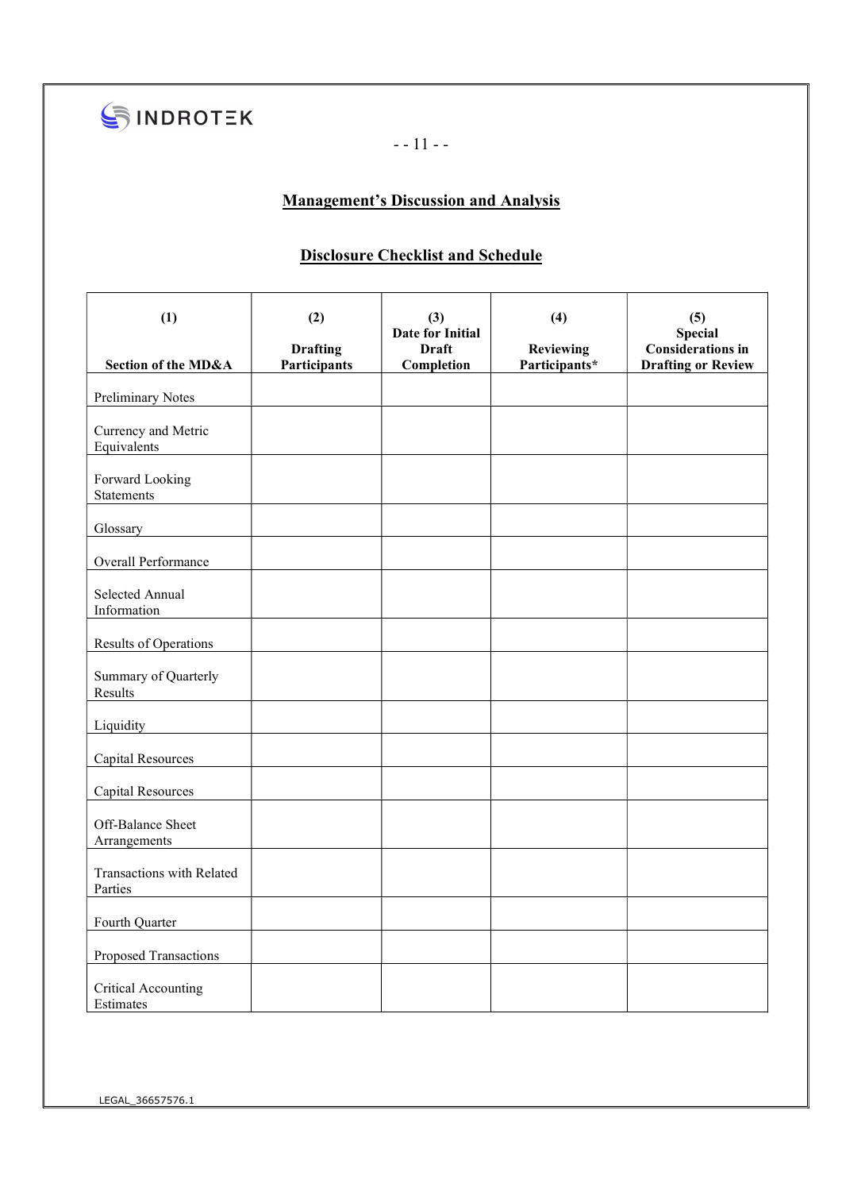## Management's Discussion and Analysis

## Disclosure Checklist and Schedule

| (1) Section of the MD&A | (2) Drafting Participants | (3) Date for Initial Draft Completion | (4) Reviewing Participants* | (5) Special Considerations in Drafting or Review |
|---|---|---|---|---|
| Preliminary Notes | | | | |
| Currency and Metric Equivalents | | | | |
| Forward Looking Statements | | | | |
| Glossary | | | | |
| Overall Performance | | | | |
| Selected Annual Information | | | | |
| Results of Operations | | | | |
| Summary of Quarterly Results | | | | |
| Liquidity | | | | |
| Capital Resources | | | | |
| Capital Resources | | | | |
| Off-Balance Sheet Arrangements | | | | |
| Transactions with Related Parties | | | | |
| Fourth Quarter | | | | |
| Proposed Transactions | | | | |
| Critical Accounting Estimates | | | | |

LEGAL_36657576.1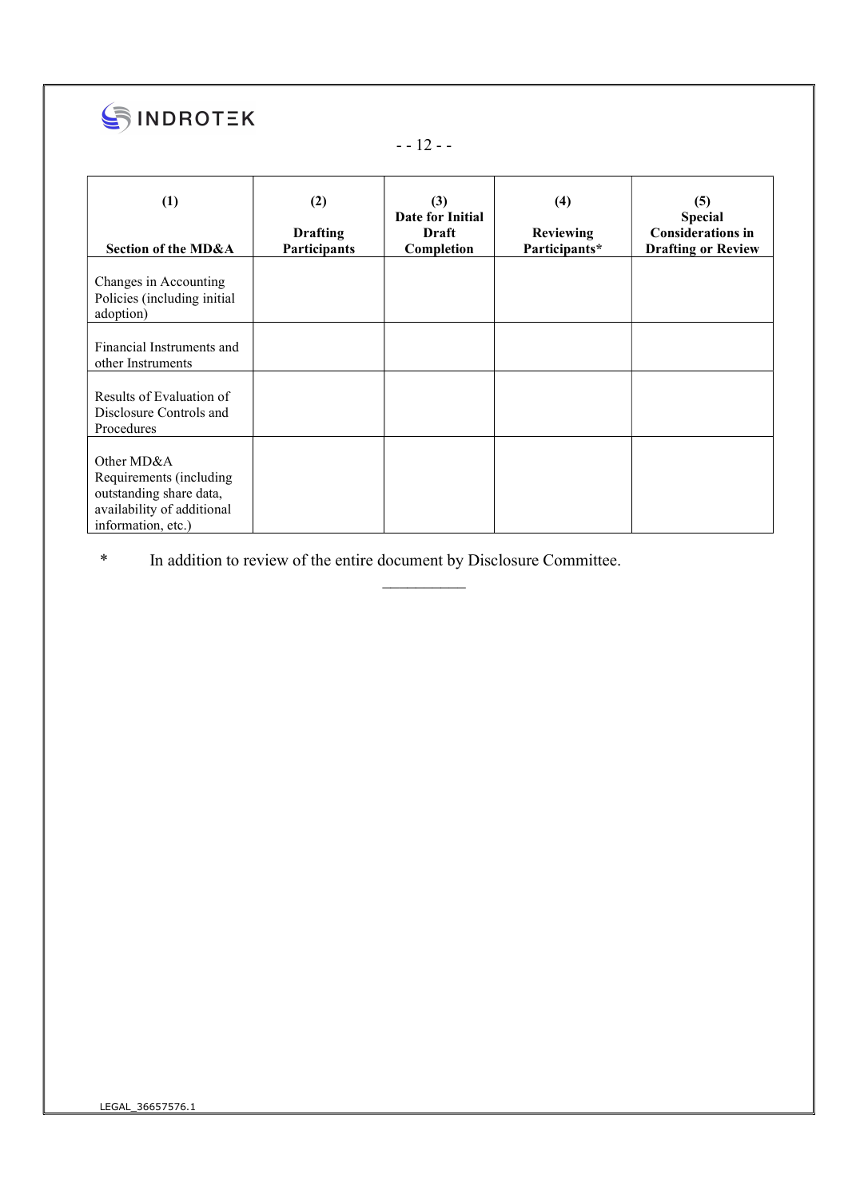| (1) Section of the MD&A | (2) Drafting Participants | (3) Date for Initial Draft Completion | (4) Reviewing Participants* | (5) Special Considerations in Drafting or Review |
|---|---|---|---|---|
| Changes in Accounting Policies (including initial adoption) | | | | |
| Financial Instruments and other Instruments | | | | |
| Results of Evaluation of Disclosure Controls and Procedures | | | | |
| Other MD&A Requirements (including outstanding share data, availability of additional information, etc.) | | | | |

\* In addition to review of the entire document by Disclosure Committee.

LEGAL_36657576.1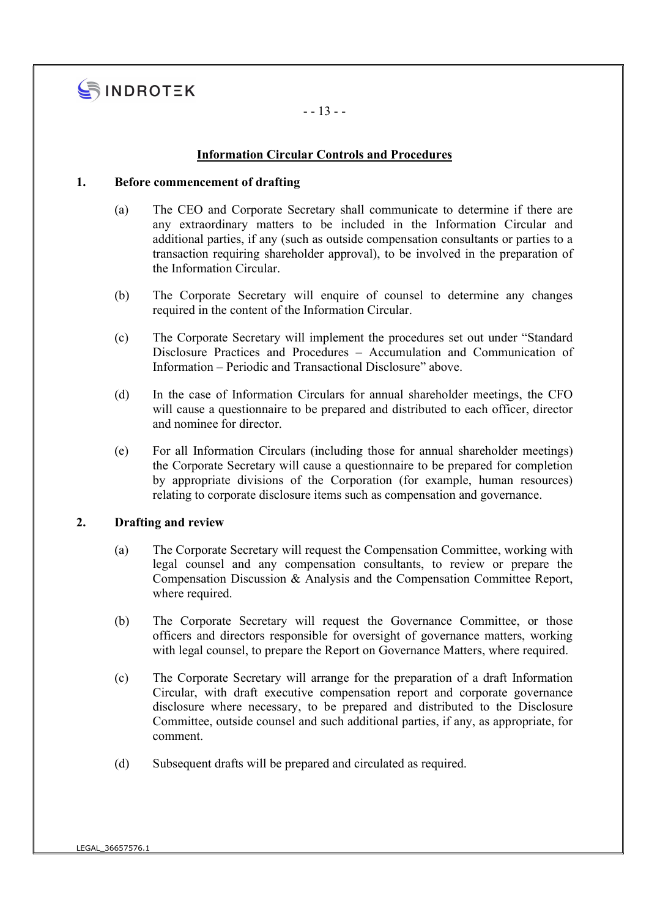## Information Circular Controls and Procedures

### 1. Before commencement of drafting

(a) The CEO and Corporate Secretary shall communicate to determine if there are any extraordinary matters to be included in the Information Circular and additional parties, if any (such as outside compensation consultants or parties to a transaction requiring shareholder approval), to be involved in the preparation of the Information Circular.

(b) The Corporate Secretary will enquire of counsel to determine any changes required in the content of the Information Circular.

(c) The Corporate Secretary will implement the procedures set out under "Standard Disclosure Practices and Procedures – Accumulation and Communication of Information – Periodic and Transactional Disclosure" above.

(d) In the case of Information Circulars for annual shareholder meetings, the CFO will cause a questionnaire to be prepared and distributed to each officer, director and nominee for director.

(e) For all Information Circulars (including those for annual shareholder meetings) the Corporate Secretary will cause a questionnaire to be prepared for completion by appropriate divisions of the Corporation (for example, human resources) relating to corporate disclosure items such as compensation and governance.

### 2. Drafting and review

(a) The Corporate Secretary will request the Compensation Committee, working with legal counsel and any compensation consultants, to review or prepare the Compensation Discussion & Analysis and the Compensation Committee Report, where required.

(b) The Corporate Secretary will request the Governance Committee, or those officers and directors responsible for oversight of governance matters, working with legal counsel, to prepare the Report on Governance Matters, where required.

(c) The Corporate Secretary will arrange for the preparation of a draft Information Circular, with draft executive compensation report and corporate governance disclosure where necessary, to be prepared and distributed to the Disclosure Committee, outside counsel and such additional parties, if any, as appropriate, for comment.

(d) Subsequent drafts will be prepared and circulated as required.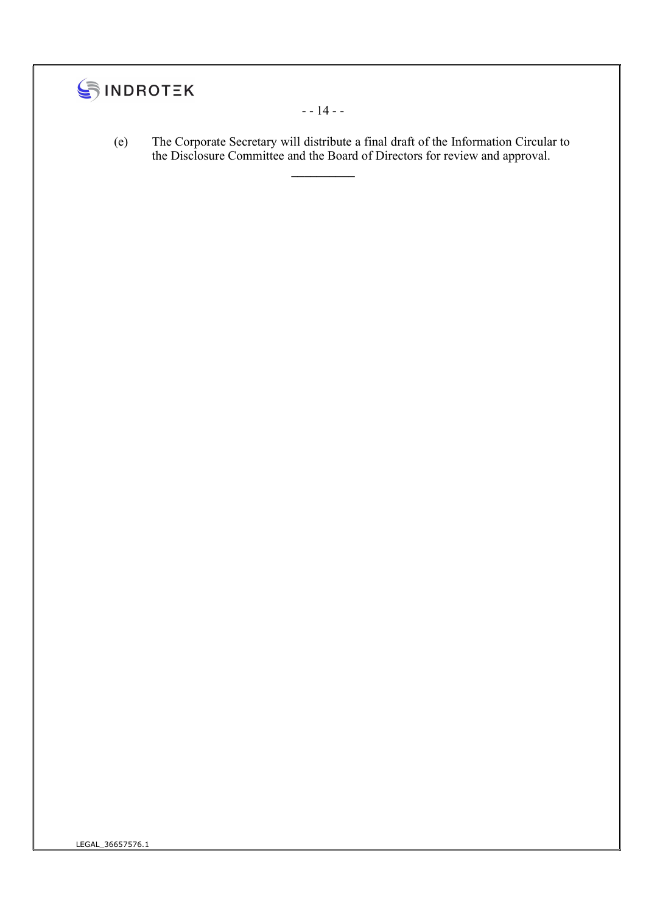(e) The Corporate Secretary will distribute a final draft of the Information Circular to the Disclosure Committee and the Board of Directors for review and approval.

---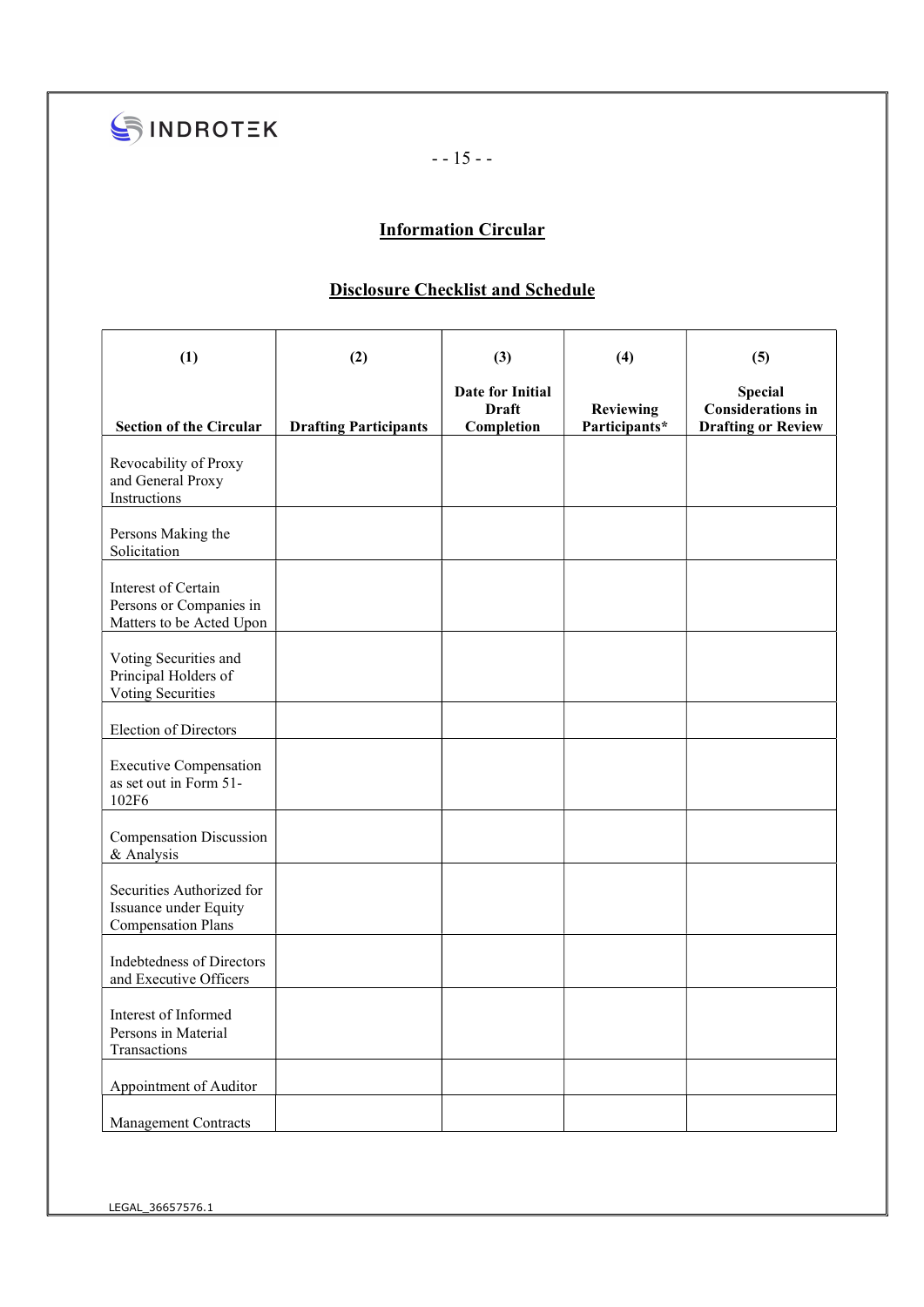## Information Circular

## Disclosure Checklist and Schedule

| (1)<br><br>Section of the Circular | (2)<br><br>Drafting Participants | (3)<br><br>Date for Initial Draft Completion | (4)<br><br>Reviewing Participants* | (5)<br><br>Special Considerations in Drafting or Review |
|---|---|---|---|---|
| Revocability of Proxy and General Proxy Instructions | | | | |
| Persons Making the Solicitation | | | | |
| Interest of Certain Persons or Companies in Matters to be Acted Upon | | | | |
| Voting Securities and Principal Holders of Voting Securities | | | | |
| Election of Directors | | | | |
| Executive Compensation as set out in Form 51-102F6 | | | | |
| Compensation Discussion & Analysis | | | | |
| Securities Authorized for Issuance under Equity Compensation Plans | | | | |
| Indebtedness of Directors and Executive Officers | | | | |
| Interest of Informed Persons in Material Transactions | | | | |
| Appointment of Auditor | | | | |
| Management Contracts | | | | |

LEGAL_36657576.1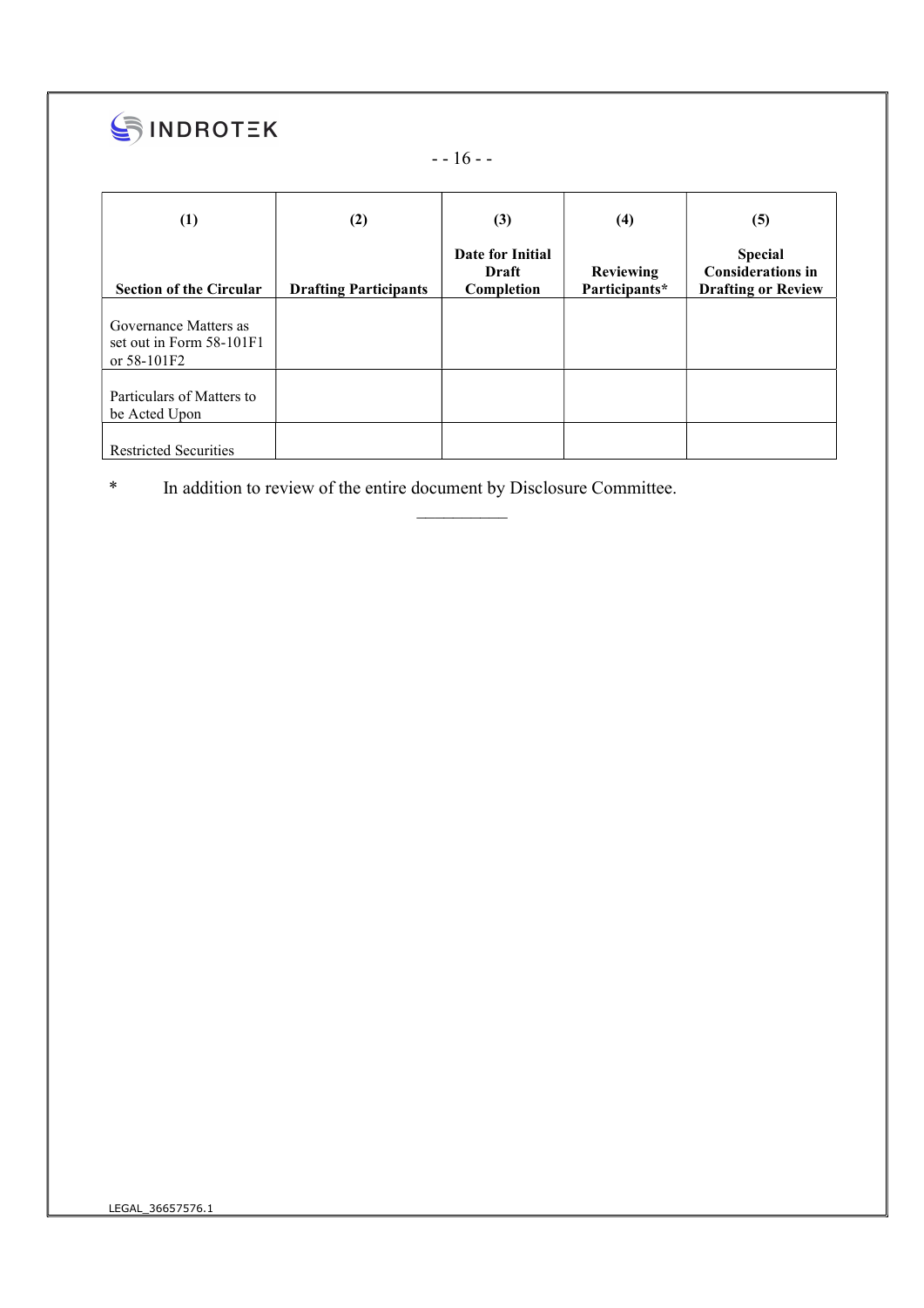| (1)<br><br>Section of the Circular | (2)<br><br>Drafting Participants | (3)<br>Date for Initial Draft Completion | (4)<br><br>Reviewing Participants* | (5)<br>Special Considerations in Drafting or Review |
|---|---|---|---|---|
| Governance Matters as set out in Form 58-101F1 or 58-101F2 | | | | |
| Particulars of Matters to be Acted Upon | | | | |
| Restricted Securities | | | | |

\* In addition to review of the entire document by Disclosure Committee.

__________

LEGAL_36657576.1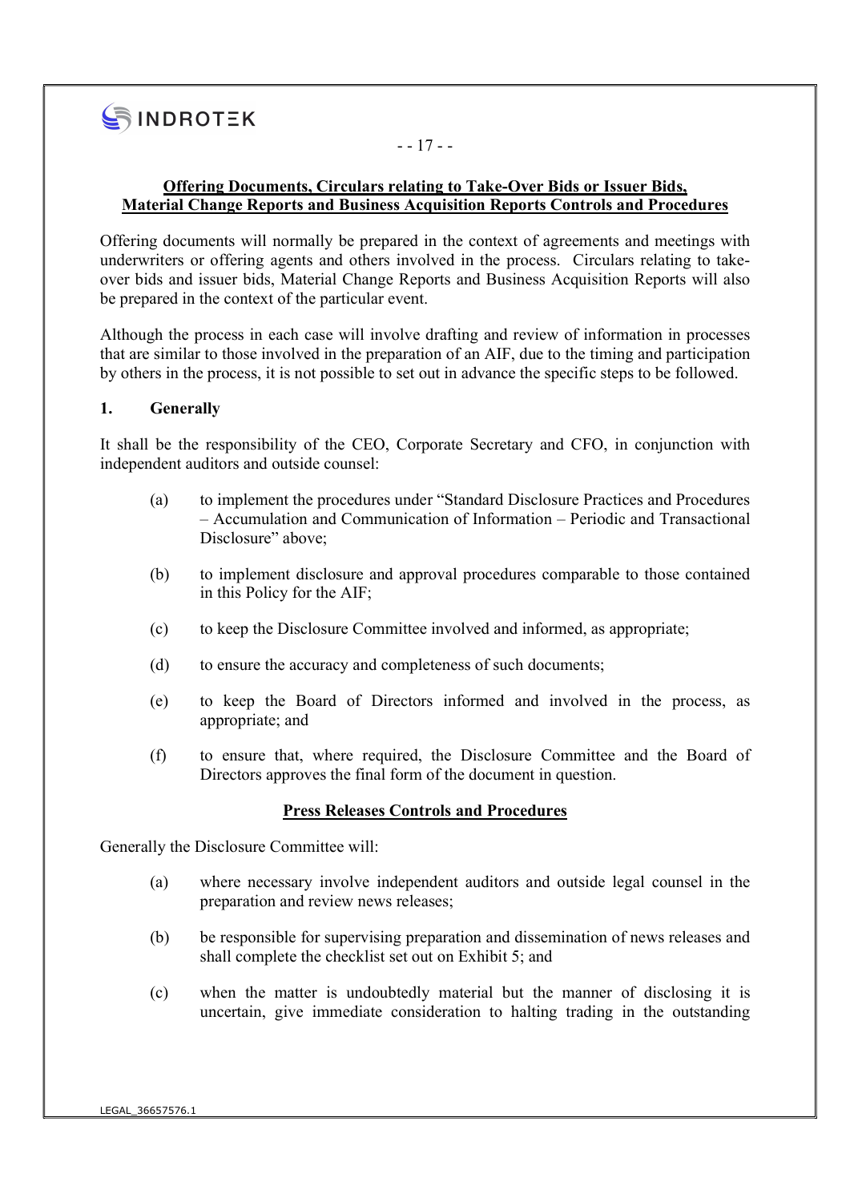## Offering Documents, Circulars relating to Take-Over Bids or Issuer Bids, Material Change Reports and Business Acquisition Reports Controls and Procedures

Offering documents will normally be prepared in the context of agreements and meetings with underwriters or offering agents and others involved in the process. Circulars relating to take-over bids and issuer bids, Material Change Reports and Business Acquisition Reports will also be prepared in the context of the particular event.

Although the process in each case will involve drafting and review of information in processes that are similar to those involved in the preparation of an AIF, due to the timing and participation by others in the process, it is not possible to set out in advance the specific steps to be followed.

### 1. Generally

It shall be the responsibility of the CEO, Corporate Secretary and CFO, in conjunction with independent auditors and outside counsel:

(a) to implement the procedures under "Standard Disclosure Practices and Procedures – Accumulation and Communication of Information – Periodic and Transactional Disclosure" above;

(b) to implement disclosure and approval procedures comparable to those contained in this Policy for the AIF;

(c) to keep the Disclosure Committee involved and informed, as appropriate;

(d) to ensure the accuracy and completeness of such documents;

(e) to keep the Board of Directors informed and involved in the process, as appropriate; and

(f) to ensure that, where required, the Disclosure Committee and the Board of Directors approves the final form of the document in question.

## Press Releases Controls and Procedures

Generally the Disclosure Committee will:

(a) where necessary involve independent auditors and outside legal counsel in the preparation and review news releases;

(b) be responsible for supervising preparation and dissemination of news releases and shall complete the checklist set out on Exhibit 5; and

(c) when the matter is undoubtedly material but the manner of disclosing it is uncertain, give immediate consideration to halting trading in the outstanding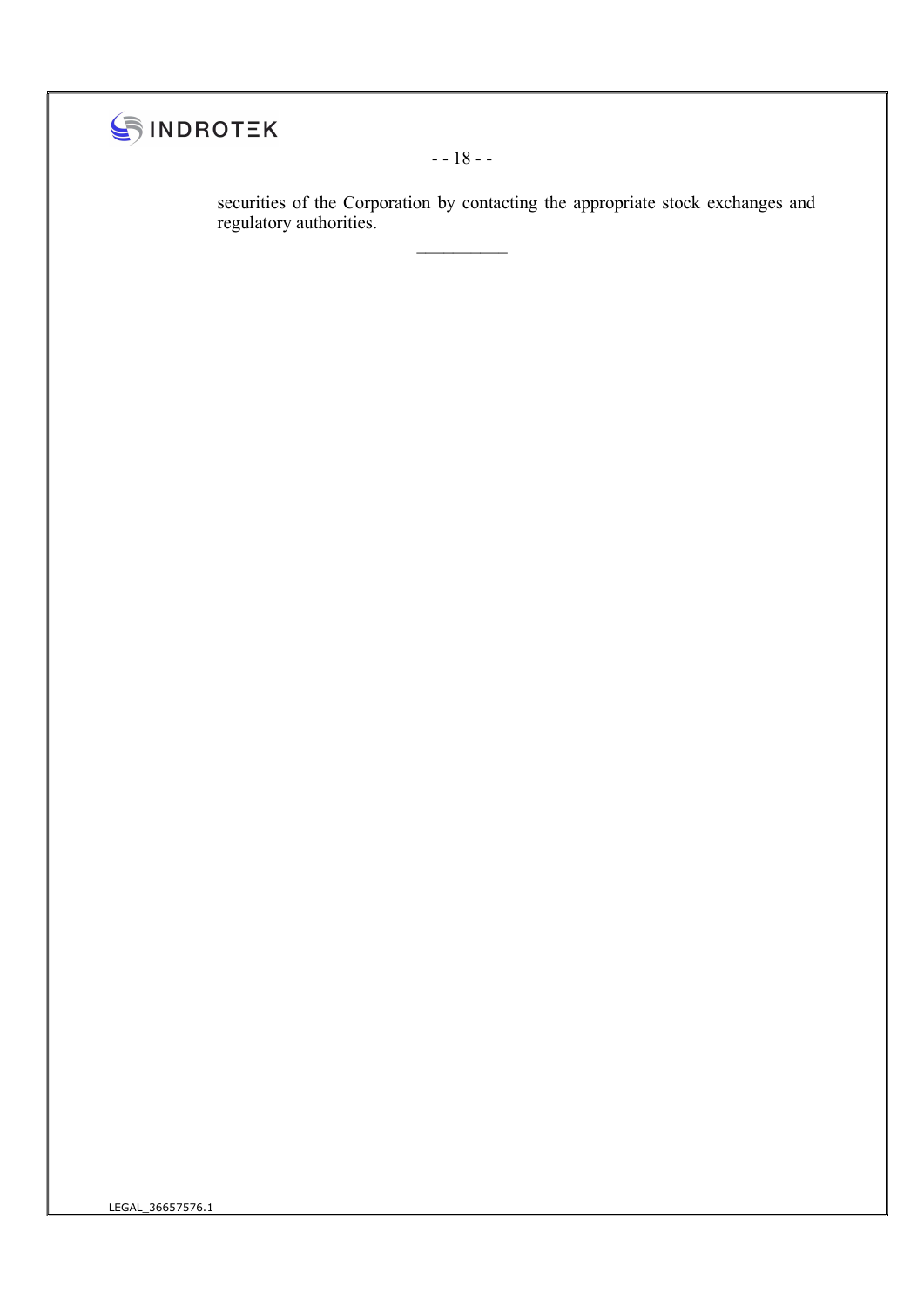securities of the Corporation by contacting the appropriate stock exchanges and regulatory authorities.

__________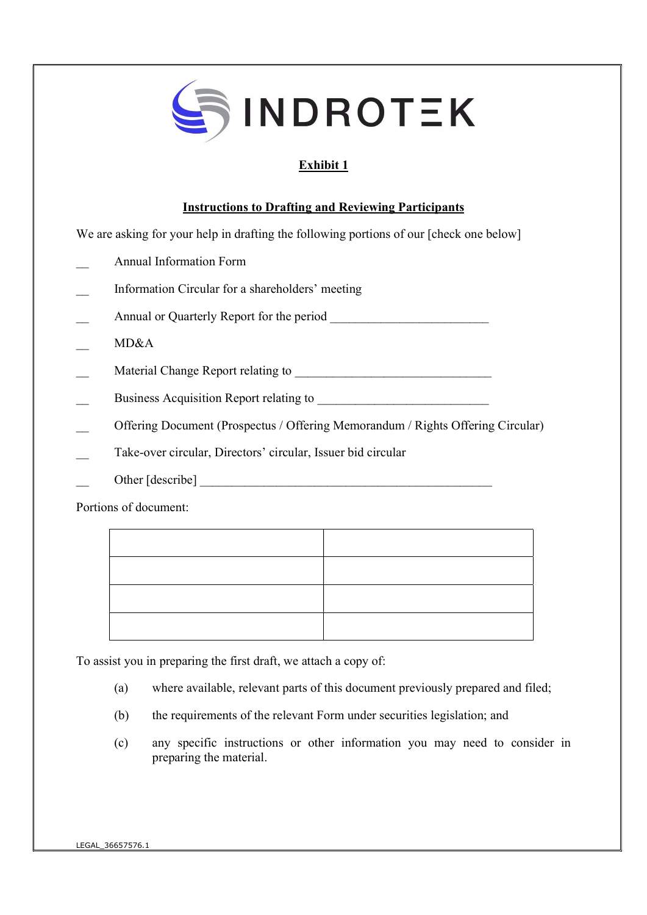**INDROTEK**

## Exhibit 1

### Instructions to Drafting and Reviewing Participants

We are asking for your help in drafting the following portions of our [check one below]

__ Annual Information Form

__ Information Circular for a shareholders' meeting

__ Annual or Quarterly Report for the period _________________________

__ MD&A

__ Material Change Report relating to ______________________________

__ Business Acquisition Report relating to __________________________

__ Offering Document (Prospectus / Offering Memorandum / Rights Offering Circular)

__ Take-over circular, Directors' circular, Issuer bid circular

__ Other [describe] ______________________________________________

Portions of document:

| | |
|---|---|
| | |
| | |
| | |
| | |

To assist you in preparing the first draft, we attach a copy of:

(a) where available, relevant parts of this document previously prepared and filed;

(b) the requirements of the relevant Form under securities legislation; and

(c) any specific instructions or other information you may need to consider in preparing the material.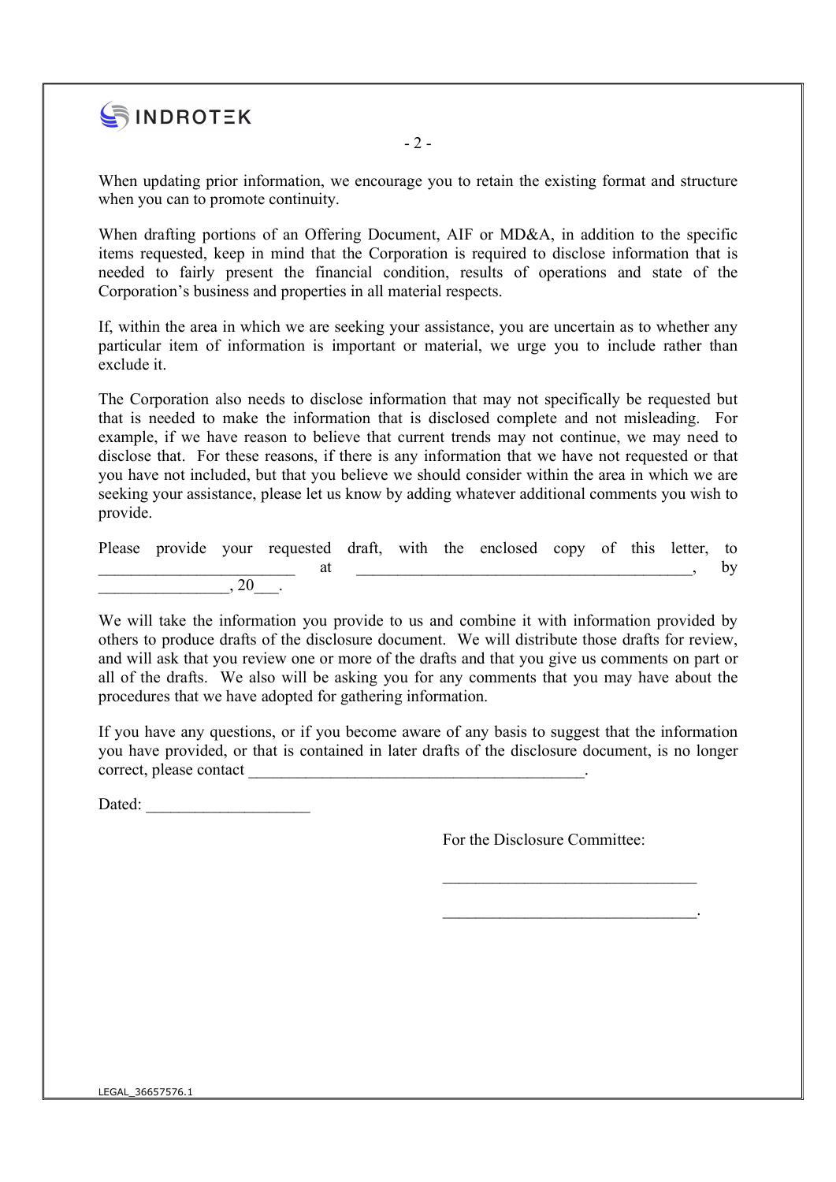When updating prior information, we encourage you to retain the existing format and structure when you can to promote continuity.

When drafting portions of an Offering Document, AIF or MD&A, in addition to the specific items requested, keep in mind that the Corporation is required to disclose information that is needed to fairly present the financial condition, results of operations and state of the Corporation's business and properties in all material respects.

If, within the area in which we are seeking your assistance, you are uncertain as to whether any particular item of information is important or material, we urge you to include rather than exclude it.

The Corporation also needs to disclose information that may not specifically be requested but that is needed to make the information that is disclosed complete and not misleading. For example, if we have reason to believe that current trends may not continue, we may need to disclose that. For these reasons, if there is any information that we have not requested or that you have not included, but that you believe we should consider within the area in which we are seeking your assistance, please let us know by adding whatever additional comments you wish to provide.

Please provide your requested draft, with the enclosed copy of this letter, to ________________________ at __________________________________________, by ________________, 20___.

We will take the information you provide to us and combine it with information provided by others to produce drafts of the disclosure document. We will distribute those drafts for review, and will ask that you review one or more of the drafts and that you give us comments on part or all of the drafts. We also will be asking you for any comments that you may have about the procedures that we have adopted for gathering information.

If you have any questions, or if you become aware of any basis to suggest that the information you have provided, or that is contained in later drafts of the disclosure document, is no longer correct, please contact ________________________________________.

Dated: ____________________

For the Disclosure Committee:

_______________________________

_______________________________.

LEGAL_36657576.1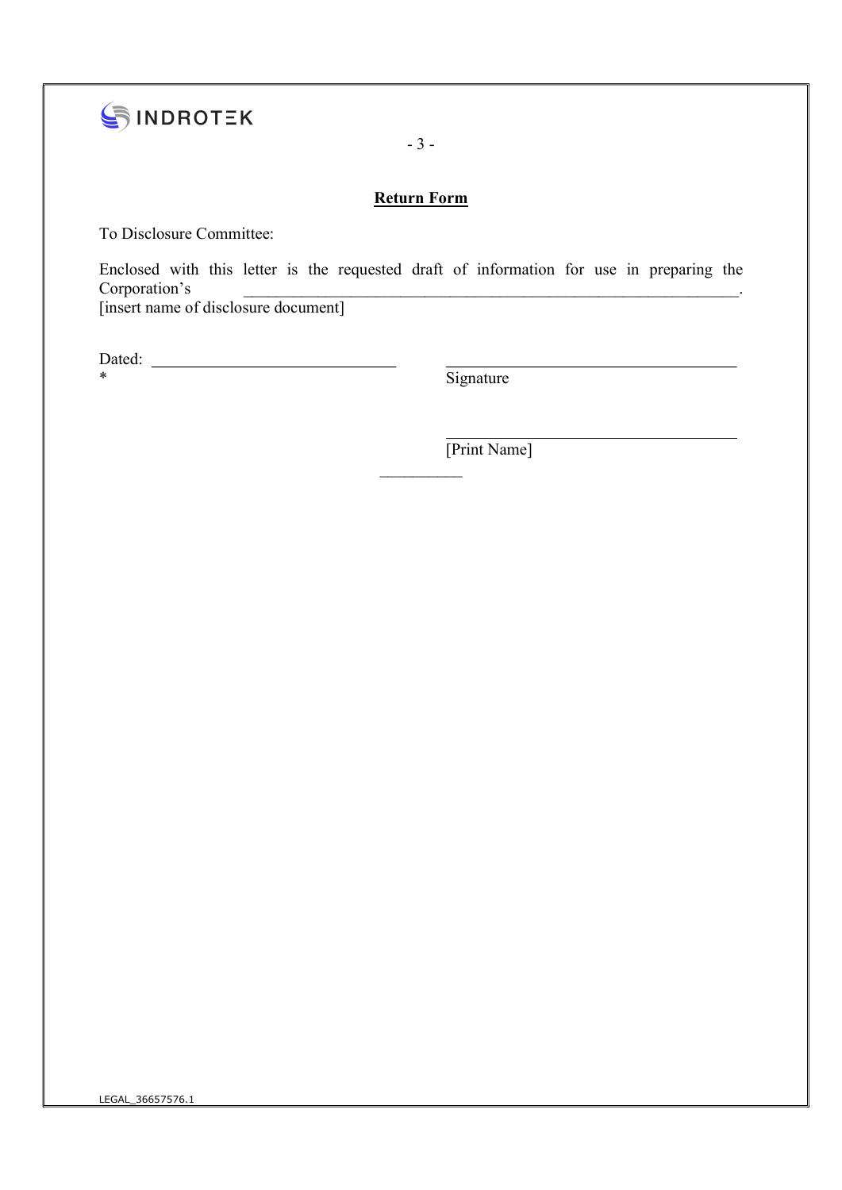**Return Form**

To Disclosure Committee:

Enclosed with this letter is the requested draft of information for use in preparing the Corporation's \_\_\_\_\_\_\_\_\_\_\_\_\_\_\_\_\_\_\_\_\_\_\_\_\_\_\_\_\_\_\_\_\_\_\_\_\_\_\_\_\_\_\_\_\_\_\_\_\_\_\_\_\_\_\_\_\_\_\_\_.
[insert name of disclosure document]

Dated: \_\_\_\_\_\_\_\_\_\_\_\_\_\_\_\_\_\_\_\_\_\_\_\_\_\_\_\_\_\_ \_\_\_\_\_\_\_\_\_\_\_\_\_\_\_\_\_\_\_\_\_\_\_\_\_\_\_\_\_\_\_\_\_\_\_\_
*
Signature

\_\_\_\_\_\_\_\_\_\_\_\_\_\_\_\_\_\_\_\_\_\_\_\_\_\_\_\_\_\_\_\_\_\_\_\_
[Print Name]

\_\_\_\_\_\_\_\_\_\_

LEGAL_36657576.1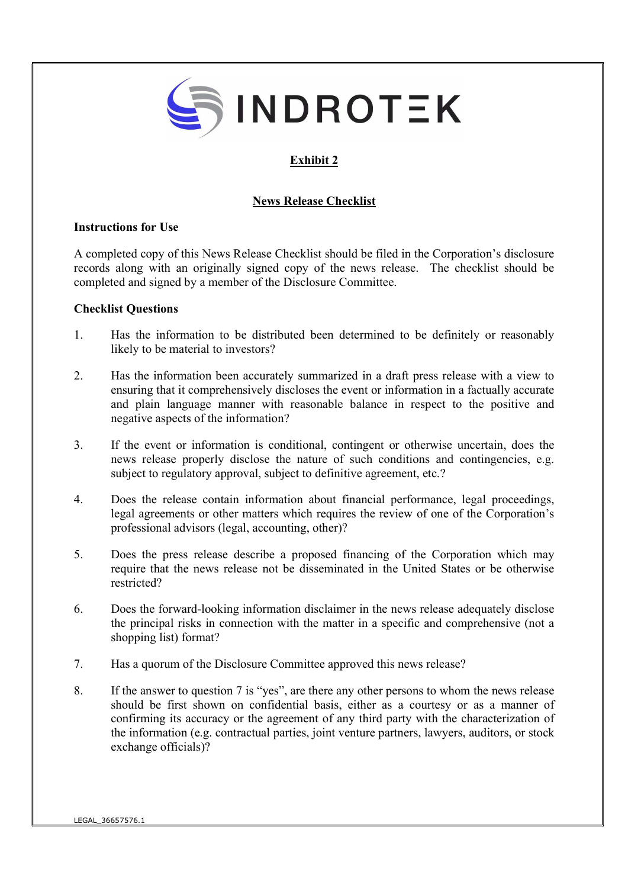INDROTEK

# Exhibit 2

## News Release Checklist

**Instructions for Use**

A completed copy of this News Release Checklist should be filed in the Corporation's disclosure records along with an originally signed copy of the news release. The checklist should be completed and signed by a member of the Disclosure Committee.

**Checklist Questions**

1. Has the information to be distributed been determined to be definitely or reasonably likely to be material to investors?

2. Has the information been accurately summarized in a draft press release with a view to ensuring that it comprehensively discloses the event or information in a factually accurate and plain language manner with reasonable balance in respect to the positive and negative aspects of the information?

3. If the event or information is conditional, contingent or otherwise uncertain, does the news release properly disclose the nature of such conditions and contingencies, e.g. subject to regulatory approval, subject to definitive agreement, etc.?

4. Does the release contain information about financial performance, legal proceedings, legal agreements or other matters which requires the review of one of the Corporation's professional advisors (legal, accounting, other)?

5. Does the press release describe a proposed financing of the Corporation which may require that the news release not be disseminated in the United States or be otherwise restricted?

6. Does the forward-looking information disclaimer in the news release adequately disclose the principal risks in connection with the matter in a specific and comprehensive (not a shopping list) format?

7. Has a quorum of the Disclosure Committee approved this news release?

8. If the answer to question 7 is "yes", are there any other persons to whom the news release should be first shown on confidential basis, either as a courtesy or as a manner of confirming its accuracy or the agreement of any third party with the characterization of the information (e.g. contractual parties, joint venture partners, lawyers, auditors, or stock exchange officials)?

LEGAL_36657576.1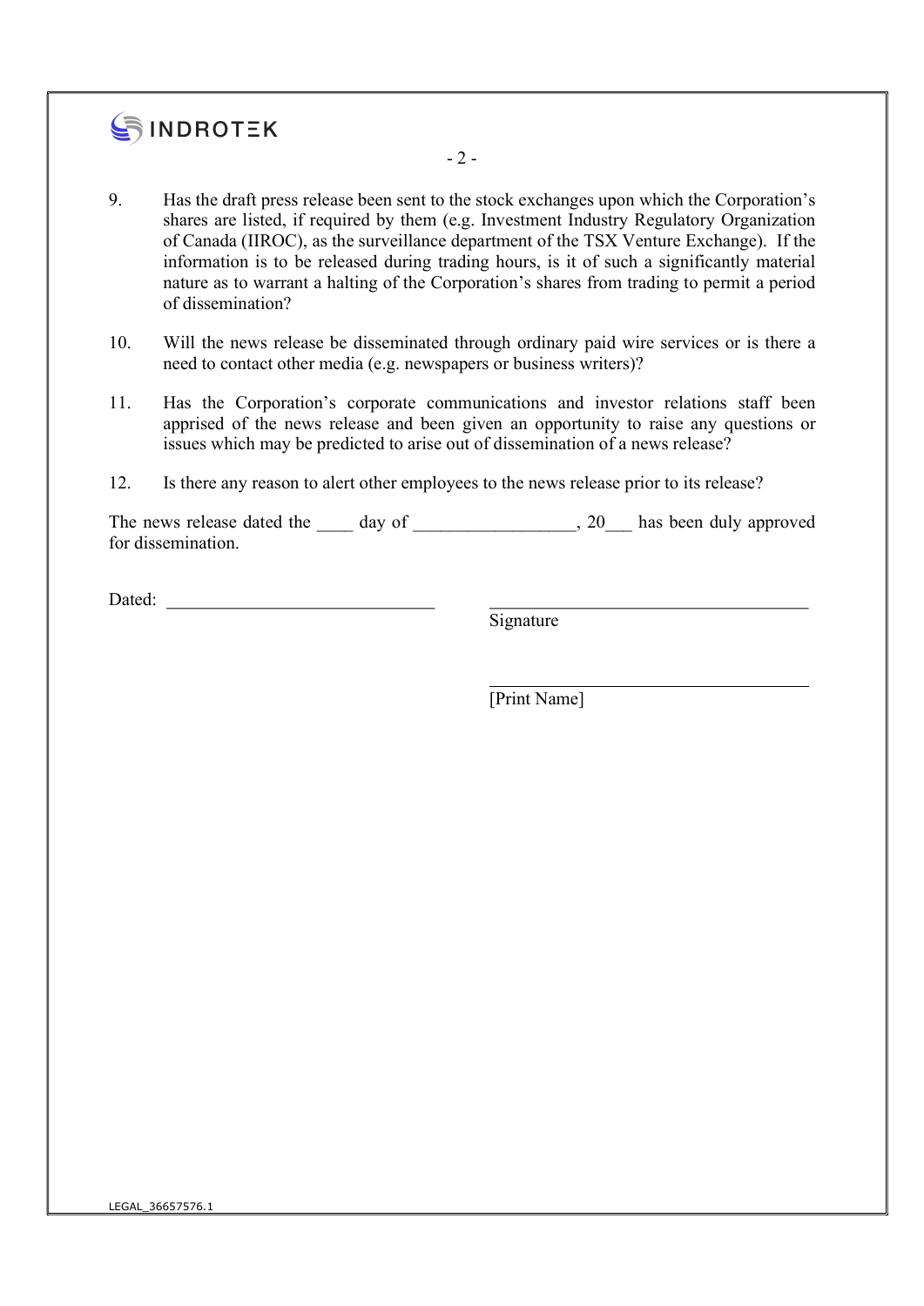9. Has the draft press release been sent to the stock exchanges upon which the Corporation's shares are listed, if required by them (e.g. Investment Industry Regulatory Organization of Canada (IIROC), as the surveillance department of the TSX Venture Exchange). If the information is to be released during trading hours, is it of such a significantly material nature as to warrant a halting of the Corporation's shares from trading to permit a period of dissemination?

10. Will the news release be disseminated through ordinary paid wire services or is there a need to contact other media (e.g. newspapers or business writers)?

11. Has the Corporation's corporate communications and investor relations staff been apprised of the news release and been given an opportunity to raise any questions or issues which may be predicted to arise out of dissemination of a news release?

12. Is there any reason to alert other employees to the news release prior to its release?

The news release dated the ____ day of __________________, 20___ has been duly approved for dissemination.

Dated: ______________________________

____________________________________
Signature

____________________________________
[Print Name]